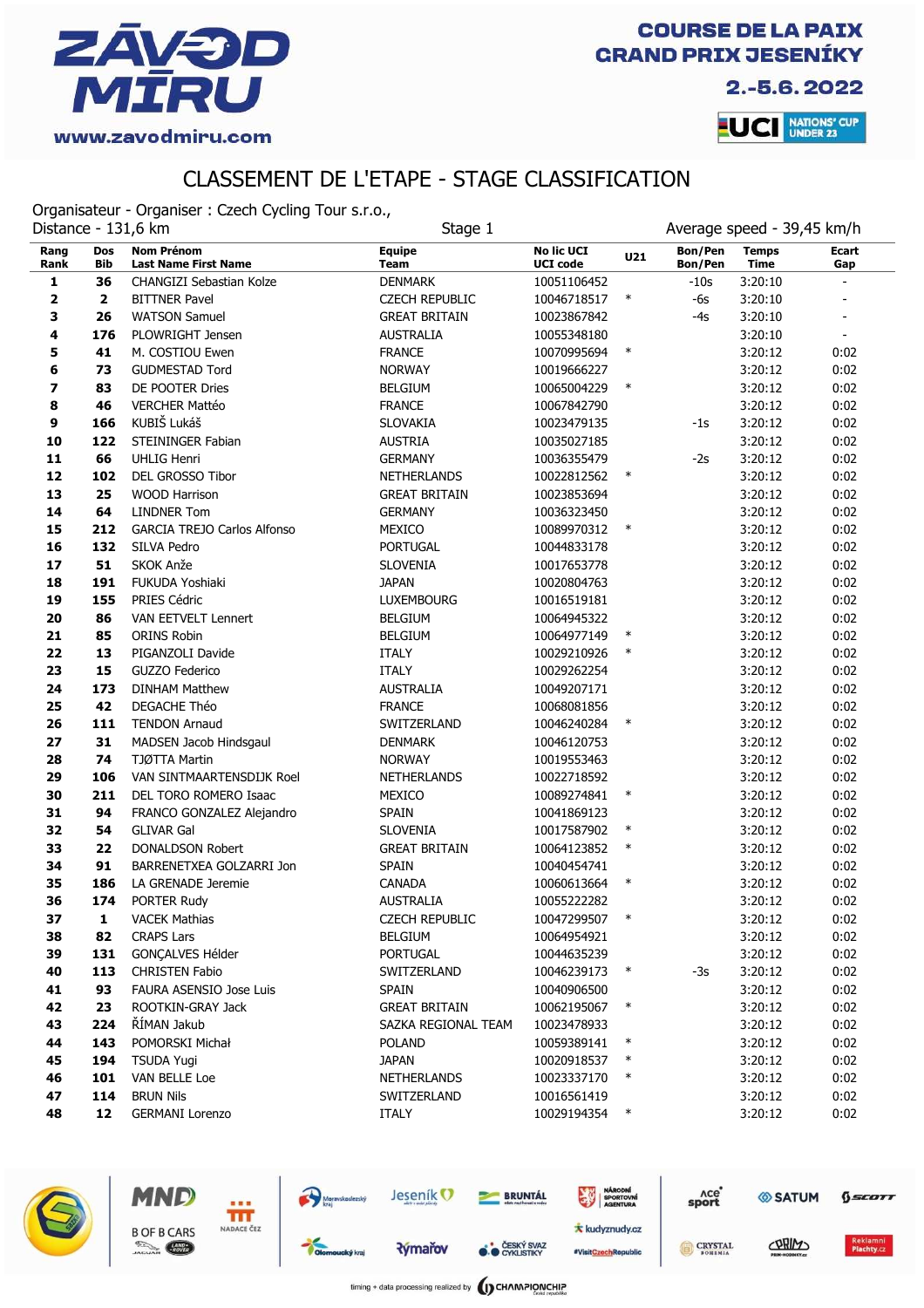# ZÁVOD MÍRU

www.zavodmiru.com

**COURSE DE LA PAIX GRAND PRIX JESENÍKY**

**2.-5.6. 2022**

UCI NATIONS' CUP UNDER 23

## CLASSEMENT DE L'ETAPE - STAGE CLASSIFICATION

Organisateur - Organiser : Czech Cycling Tour s.r.o.,

Distance - 131,6 km | Stage 1 | Average speed - 39,45 km/h

| Rang Rank | Dos Bib | Nom Prénom Last Name First Name | Equipe Team | No lic UCI UCI code | U21 | Bon/Pen Bon/Pen | Temps Time | Ecart Gap |
|---|---|---|---|---|---|---|---|---|
| 1 | 36 | CHANGIZI Sebastian Kolze | DENMARK | 10051106452 | | -10s | 3:20:10 | - |
| 2 | 2 | BITTNER Pavel | CZECH REPUBLIC | 10046718517 | * | -6s | 3:20:10 | - |
| 3 | 26 | WATSON Samuel | GREAT BRITAIN | 10023867842 | | -4s | 3:20:10 | - |
| 4 | 176 | PLOWRIGHT Jensen | AUSTRALIA | 10055348180 | | | 3:20:10 | - |
| 5 | 41 | M. COSTIOU Ewen | FRANCE | 10070995694 | * | | 3:20:12 | 0:02 |
| 6 | 73 | GUDMESTAD Tord | NORWAY | 10019666227 | | | 3:20:12 | 0:02 |
| 7 | 83 | DE POOTER Dries | BELGIUM | 10065004229 | * | | 3:20:12 | 0:02 |
| 8 | 46 | VERCHER Mattéo | FRANCE | 10067842790 | | | 3:20:12 | 0:02 |
| 9 | 166 | KUBIŠ Lukáš | SLOVAKIA | 10023479135 | | -1s | 3:20:12 | 0:02 |
| 10 | 122 | STEININGER Fabian | AUSTRIA | 10035027185 | | | 3:20:12 | 0:02 |
| 11 | 66 | UHLIG Henri | GERMANY | 10036355479 | | -2s | 3:20:12 | 0:02 |
| 12 | 102 | DEL GROSSO Tibor | NETHERLANDS | 10022812562 | * | | 3:20:12 | 0:02 |
| 13 | 25 | WOOD Harrison | GREAT BRITAIN | 10023853694 | | | 3:20:12 | 0:02 |
| 14 | 64 | LINDNER Tom | GERMANY | 10036323450 | | | 3:20:12 | 0:02 |
| 15 | 212 | GARCIA TREJO Carlos Alfonso | MEXICO | 10089970312 | * | | 3:20:12 | 0:02 |
| 16 | 132 | SILVA Pedro | PORTUGAL | 10044833178 | | | 3:20:12 | 0:02 |
| 17 | 51 | SKOK Anže | SLOVENIA | 10017653778 | | | 3:20:12 | 0:02 |
| 18 | 191 | FUKUDA Yoshiaki | JAPAN | 10020804763 | | | 3:20:12 | 0:02 |
| 19 | 155 | PRIES Cédric | LUXEMBOURG | 10016519181 | | | 3:20:12 | 0:02 |
| 20 | 86 | VAN EETVELT Lennert | BELGIUM | 10064945322 | | | 3:20:12 | 0:02 |
| 21 | 85 | ORINS Robin | BELGIUM | 10064977149 | * | | 3:20:12 | 0:02 |
| 22 | 13 | PIGANZOLI Davide | ITALY | 10029210926 | * | | 3:20:12 | 0:02 |
| 23 | 15 | GUZZO Federico | ITALY | 10029262254 | | | 3:20:12 | 0:02 |
| 24 | 173 | DINHAM Matthew | AUSTRALIA | 10049207171 | | | 3:20:12 | 0:02 |
| 25 | 42 | DEGACHE Théo | FRANCE | 10068081856 | | | 3:20:12 | 0:02 |
| 26 | 111 | TENDON Arnaud | SWITZERLAND | 10046240284 | * | | 3:20:12 | 0:02 |
| 27 | 31 | MADSEN Jacob Hindsgaul | DENMARK | 10046120753 | | | 3:20:12 | 0:02 |
| 28 | 74 | TJØTTA Martin | NORWAY | 10019553463 | | | 3:20:12 | 0:02 |
| 29 | 106 | VAN SINTMAARTENSDIJK Roel | NETHERLANDS | 10022718592 | | | 3:20:12 | 0:02 |
| 30 | 211 | DEL TORO ROMERO Isaac | MEXICO | 10089274841 | * | | 3:20:12 | 0:02 |
| 31 | 94 | FRANCO GONZALEZ Alejandro | SPAIN | 10041869123 | | | 3:20:12 | 0:02 |
| 32 | 54 | GLIVAR Gal | SLOVENIA | 10017587902 | * | | 3:20:12 | 0:02 |
| 33 | 22 | DONALDSON Robert | GREAT BRITAIN | 10064123852 | * | | 3:20:12 | 0:02 |
| 34 | 91 | BARRENETXEA GOLZARRI Jon | SPAIN | 10040454741 | | | 3:20:12 | 0:02 |
| 35 | 186 | LA GRENADE Jeremie | CANADA | 10060613664 | * | | 3:20:12 | 0:02 |
| 36 | 174 | PORTER Rudy | AUSTRALIA | 10055222282 | | | 3:20:12 | 0:02 |
| 37 | 1 | VACEK Mathias | CZECH REPUBLIC | 10047299507 | * | | 3:20:12 | 0:02 |
| 38 | 82 | CRAPS Lars | BELGIUM | 10064954921 | | | 3:20:12 | 0:02 |
| 39 | 131 | GONÇALVES Hélder | PORTUGAL | 10044635239 | | | 3:20:12 | 0:02 |
| 40 | 113 | CHRISTEN Fabio | SWITZERLAND | 10046239173 | * | -3s | 3:20:12 | 0:02 |
| 41 | 93 | FAURA ASENSIO Jose Luis | SPAIN | 10040906500 | | | 3:20:12 | 0:02 |
| 42 | 23 | ROOTKIN-GRAY Jack | GREAT BRITAIN | 10062195067 | * | | 3:20:12 | 0:02 |
| 43 | 224 | ŘÍMAN Jakub | SAZKA REGIONAL TEAM | 10023478933 | | | 3:20:12 | 0:02 |
| 44 | 143 | POMORSKI Michał | POLAND | 10059389141 | * | | 3:20:12 | 0:02 |
| 45 | 194 | TSUDA Yugi | JAPAN | 10020918537 | * | | 3:20:12 | 0:02 |
| 46 | 101 | VAN BELLE Loe | NETHERLANDS | 10023337170 | * | | 3:20:12 | 0:02 |
| 47 | 114 | BRUN Nils | SWITZERLAND | 10016561419 | | | 3:20:12 | 0:02 |
| 48 | 12 | GERMANI Lorenzo | ITALY | 10029194354 | * | | 3:20:12 | 0:02 |

timing + data processing realized by CHAMPIONCHIP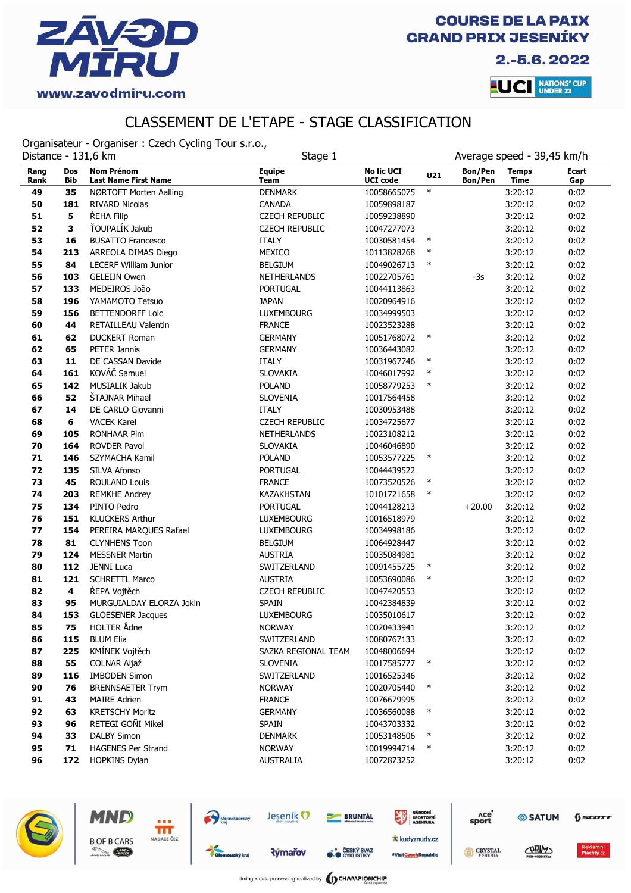# CLASSEMENT DE L'ETAPE - STAGE CLASSIFICATION

Organisateur - Organiser : Czech Cycling Tour s.r.o.,
Distance - 131,6 km | Stage 1 | Average speed - 39,45 km/h

| Rang Rank | Dos Bib | Nom Prénom Last Name First Name | Equipe Team | No lic UCI UCI code | U21 | Bon/Pen Bon/Pen | Temps Time | Ecart Gap |
|---|---|---|---|---|---|---|---|---|
| 49 | 35 | NØRTOFT Morten Aalling | DENMARK | 10058665075 | * | | 3:20:12 | 0:02 |
| 50 | 181 | RIVARD Nicolas | CANADA | 10059898187 | | | 3:20:12 | 0:02 |
| 51 | 5 | ŘEHA Filip | CZECH REPUBLIC | 10059238890 | | | 3:20:12 | 0:02 |
| 52 | 3 | ŤOUPALÍK Jakub | CZECH REPUBLIC | 10047277073 | | | 3:20:12 | 0:02 |
| 53 | 16 | BUSATTO Francesco | ITALY | 10030581454 | * | | 3:20:12 | 0:02 |
| 54 | 213 | ARREOLA DIMAS Diego | MEXICO | 10113828268 | * | | 3:20:12 | 0:02 |
| 55 | 84 | LECERF William Junior | BELGIUM | 10049026713 | * | | 3:20:12 | 0:02 |
| 56 | 103 | GELEIJN Owen | NETHERLANDS | 10022705761 | | -3s | 3:20:12 | 0:02 |
| 57 | 133 | MEDEIROS João | PORTUGAL | 10044113863 | | | 3:20:12 | 0:02 |
| 58 | 196 | YAMAMOTO Tetsuo | JAPAN | 10020964916 | | | 3:20:12 | 0:02 |
| 59 | 156 | BETTENDORFF Loic | LUXEMBOURG | 10034999503 | | | 3:20:12 | 0:02 |
| 60 | 44 | RETAILLEAU Valentin | FRANCE | 10023523288 | | | 3:20:12 | 0:02 |
| 61 | 62 | DUCKERT Roman | GERMANY | 10051768072 | * | | 3:20:12 | 0:02 |
| 62 | 65 | PETER Jannis | GERMANY | 10036443082 | | | 3:20:12 | 0:02 |
| 63 | 11 | DE CASSAN Davide | ITALY | 10031967746 | * | | 3:20:12 | 0:02 |
| 64 | 161 | KOVÁČ Samuel | SLOVAKIA | 10046017992 | * | | 3:20:12 | 0:02 |
| 65 | 142 | MUSIALIK Jakub | POLAND | 10058779253 | * | | 3:20:12 | 0:02 |
| 66 | 52 | ŠTAJNAR Mihael | SLOVENIA | 10017564458 | | | 3:20:12 | 0:02 |
| 67 | 14 | DE CARLO Giovanni | ITALY | 10030953488 | | | 3:20:12 | 0:02 |
| 68 | 6 | VACEK Karel | CZECH REPUBLIC | 10034725677 | | | 3:20:12 | 0:02 |
| 69 | 105 | RONHAAR Pim | NETHERLANDS | 10023108212 | | | 3:20:12 | 0:02 |
| 70 | 164 | ROVDER Pavol | SLOVAKIA | 10046046890 | | | 3:20:12 | 0:02 |
| 71 | 146 | SZYMACHA Kamil | POLAND | 10053577225 | * | | 3:20:12 | 0:02 |
| 72 | 135 | SILVA Afonso | PORTUGAL | 10044439522 | | | 3:20:12 | 0:02 |
| 73 | 45 | ROULAND Louis | FRANCE | 10073520526 | * | | 3:20:12 | 0:02 |
| 74 | 203 | REMKHE Andrey | KAZAKHSTAN | 10101721658 | * | | 3:20:12 | 0:02 |
| 75 | 134 | PINTO Pedro | PORTUGAL | 10044128213 | | +20.00 | 3:20:12 | 0:02 |
| 76 | 151 | KLUCKERS Arthur | LUXEMBOURG | 10016518979 | | | 3:20:12 | 0:02 |
| 77 | 154 | PEREIRA MARQUES Rafael | LUXEMBOURG | 10034998186 | | | 3:20:12 | 0:02 |
| 78 | 81 | CLYNHENS Toon | BELGIUM | 10064928447 | | | 3:20:12 | 0:02 |
| 79 | 124 | MESSNER Martin | AUSTRIA | 10035084981 | | | 3:20:12 | 0:02 |
| 80 | 112 | JENNI Luca | SWITZERLAND | 10091455725 | * | | 3:20:12 | 0:02 |
| 81 | 121 | SCHRETTL Marco | AUSTRIA | 10053690086 | * | | 3:20:12 | 0:02 |
| 82 | 4 | ŘEPA Vojtěch | CZECH REPUBLIC | 10047420553 | | | 3:20:12 | 0:02 |
| 83 | 95 | MURGUIALDAY ELORZA Jokin | SPAIN | 10042384839 | | | 3:20:12 | 0:02 |
| 84 | 153 | GLOESENER Jacques | LUXEMBOURG | 10035010617 | | | 3:20:12 | 0:02 |
| 85 | 75 | HOLTER Ådne | NORWAY | 10020433941 | | | 3:20:12 | 0:02 |
| 86 | 115 | BLUM Elia | SWITZERLAND | 10080767133 | | | 3:20:12 | 0:02 |
| 87 | 225 | KMÍNEK Vojtěch | SAZKA REGIONAL TEAM | 10048006694 | | | 3:20:12 | 0:02 |
| 88 | 55 | COLNAR Aljaž | SLOVENIA | 10017585777 | * | | 3:20:12 | 0:02 |
| 89 | 116 | IMBODEN Simon | SWITZERLAND | 10016525346 | | | 3:20:12 | 0:02 |
| 90 | 76 | BRENNSAETER Trym | NORWAY | 10020705440 | * | | 3:20:12 | 0:02 |
| 91 | 43 | MAIRE Adrien | FRANCE | 10076679995 | | | 3:20:12 | 0:02 |
| 92 | 63 | KRETSCHY Moritz | GERMANY | 10036560088 | * | | 3:20:12 | 0:02 |
| 93 | 96 | RETEGI GOÑI Mikel | SPAIN | 10043703332 | | | 3:20:12 | 0:02 |
| 94 | 33 | DALBY Simon | DENMARK | 10053148506 | * | | 3:20:12 | 0:02 |
| 95 | 71 | HAGENES Per Strand | NORWAY | 10019994714 | * | | 3:20:12 | 0:02 |
| 96 | 172 | HOPKINS Dylan | AUSTRALIA | 10072873252 | | | 3:20:12 | 0:02 |

timing + data processing realized by CHAMPIONCHIP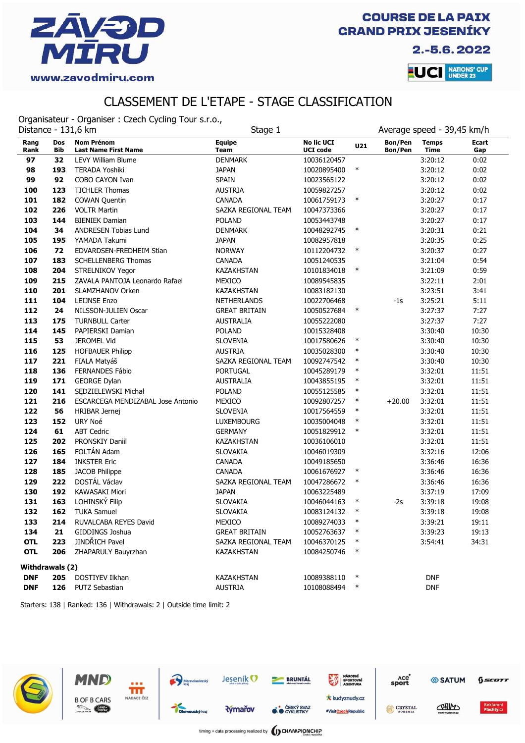# COURSE DE LA PAIX GRAND PRIX JESENÍKY

2.-5.6.2022

www.zavodmiru.com

## CLASSEMENT DE L'ETAPE - STAGE CLASSIFICATION

Organisateur - Organiser : Czech Cycling Tour s.r.o.,

Distance - 131,6 km | Stage 1 | Average speed - 39,45 km/h

| Rang Rank | Dos Bib | Nom Prénom Last Name First Name | Equipe Team | No lic UCI UCI code | U21 | Bon/Pen Bon/Pen | Temps Time | Ecart Gap |
|---|---|---|---|---|---|---|---|---|
| 97 | 32 | LEVY William Blume | DENMARK | 10036120457 | | | 3:20:12 | 0:02 |
| 98 | 193 | TERADA Yoshiki | JAPAN | 10020895400 | * | | 3:20:12 | 0:02 |
| 99 | 92 | COBO CAYON Ivan | SPAIN | 10023565122 | | | 3:20:12 | 0:02 |
| 100 | 123 | TICHLER Thomas | AUSTRIA | 10059827257 | | | 3:20:12 | 0:02 |
| 101 | 182 | COWAN Quentin | CANADA | 10061759173 | * | | 3:20:27 | 0:17 |
| 102 | 226 | VOLTR Martin | SAZKA REGIONAL TEAM | 10047373366 | | | 3:20:27 | 0:17 |
| 103 | 144 | BIENIEK Damian | POLAND | 10053443748 | | | 3:20:27 | 0:17 |
| 104 | 34 | ANDRESEN Tobias Lund | DENMARK | 10048292745 | * | | 3:20:31 | 0:21 |
| 105 | 195 | YAMADA Takumi | JAPAN | 10082957818 | | | 3:20:35 | 0:25 |
| 106 | 72 | EDVARDSEN-FREDHEIM Stian | NORWAY | 10112204732 | * | | 3:20:37 | 0:27 |
| 107 | 183 | SCHELLENBERG Thomas | CANADA | 10051240535 | | | 3:21:04 | 0:54 |
| 108 | 204 | STRELNIKOV Yegor | KAZAKHSTAN | 10101834018 | * | | 3:21:09 | 0:59 |
| 109 | 215 | ZAVALA PANTOJA Leonardo Rafael | MEXICO | 10089545835 | | | 3:22:11 | 2:01 |
| 110 | 201 | SLAMZHANOV Orken | KAZAKHSTAN | 10083182130 | | | 3:23:51 | 3:41 |
| 111 | 104 | LEIJNSE Enzo | NETHERLANDS | 10022706468 | | -1s | 3:25:21 | 5:11 |
| 112 | 24 | NILSSON-JULIEN Oscar | GREAT BRITAIN | 10050527684 | * | | 3:27:37 | 7:27 |
| 113 | 175 | TURNBULL Carter | AUSTRALIA | 10055222080 | | | 3:27:37 | 7:27 |
| 114 | 145 | PAPIERSKI Damian | POLAND | 10015328408 | | | 3:30:40 | 10:30 |
| 115 | 53 | JEROMEL Vid | SLOVENIA | 10017580626 | * | | 3:30:40 | 10:30 |
| 116 | 125 | HOFBAUER Philipp | AUSTRIA | 10035028300 | * | | 3:30:40 | 10:30 |
| 117 | 221 | FIALA Matyáš | SAZKA REGIONAL TEAM | 10092747542 | * | | 3:30:40 | 10:30 |
| 118 | 136 | FERNANDES Fábio | PORTUGAL | 10045289179 | * | | 3:32:01 | 11:51 |
| 119 | 171 | GEORGE Dylan | AUSTRALIA | 10043855195 | * | | 3:32:01 | 11:51 |
| 120 | 141 | SĘDZIELEWSKI Michał | POLAND | 10055125585 | * | | 3:32:01 | 11:51 |
| 121 | 216 | ESCARCEGA MENDIZABAL Jose Antonio | MEXICO | 10092807257 | * | +20.00 | 3:32:01 | 11:51 |
| 122 | 56 | HRIBAR Jernej | SLOVENIA | 10017564559 | * | | 3:32:01 | 11:51 |
| 123 | 152 | URY Noé | LUXEMBOURG | 10035004048 | * | | 3:32:01 | 11:51 |
| 124 | 61 | ABT Cedric | GERMANY | 10051829912 | * | | 3:32:01 | 11:51 |
| 125 | 202 | PRONSKIY Daniil | KAZAKHSTAN | 10036106010 | | | 3:32:01 | 11:51 |
| 126 | 165 | FOLTÁN Adam | SLOVAKIA | 10046019309 | | | 3:32:16 | 12:06 |
| 127 | 184 | INKSTER Eric | CANADA | 10049185650 | | | 3:36:46 | 16:36 |
| 128 | 185 | JACOB Philippe | CANADA | 10061676927 | * | | 3:36:46 | 16:36 |
| 129 | 222 | DOSTÁL Václav | SAZKA REGIONAL TEAM | 10047286672 | * | | 3:36:46 | 16:36 |
| 130 | 192 | KAWASAKI Miori | JAPAN | 10063225489 | | | 3:37:19 | 17:09 |
| 131 | 163 | LOHINSKÝ Filip | SLOVAKIA | 10046044163 | * | -2s | 3:39:18 | 19:08 |
| 132 | 162 | TUKA Samuel | SLOVAKIA | 10083124132 | * | | 3:39:18 | 19:08 |
| 133 | 214 | RUVALCABA REYES David | MEXICO | 10089274033 | * | | 3:39:21 | 19:11 |
| 134 | 21 | GIDDINGS Joshua | GREAT BRITAIN | 10052763637 | * | | 3:39:23 | 19:13 |
| OTL | 223 | JINDŘICH Pavel | SAZKA REGIONAL TEAM | 10046370125 | * | | 3:54:41 | 34:31 |
| OTL | 206 | ZHAPARULY Bauyrzhan | KAZAKHSTAN | 10084250746 | * | | | |

**Withdrawals (2)**

| Rang Rank | Dos Bib | Nom Prénom Last Name First Name | Equipe Team | No lic UCI UCI code | U21 | Bon/Pen Bon/Pen | Temps Time | Ecart Gap |
|---|---|---|---|---|---|---|---|---|
| DNF | 205 | DOSTIYEV Ilkhan | KAZAKHSTAN | 10089388110 | * | | DNF | |
| DNF | 126 | PUTZ Sebastian | AUSTRIA | 10108088494 | * | | DNF | |

Starters: 138 | Ranked: 136 | Withdrawals: 2 | Outside time limit: 2

timing + data processing realized by CHAMPIONCHIP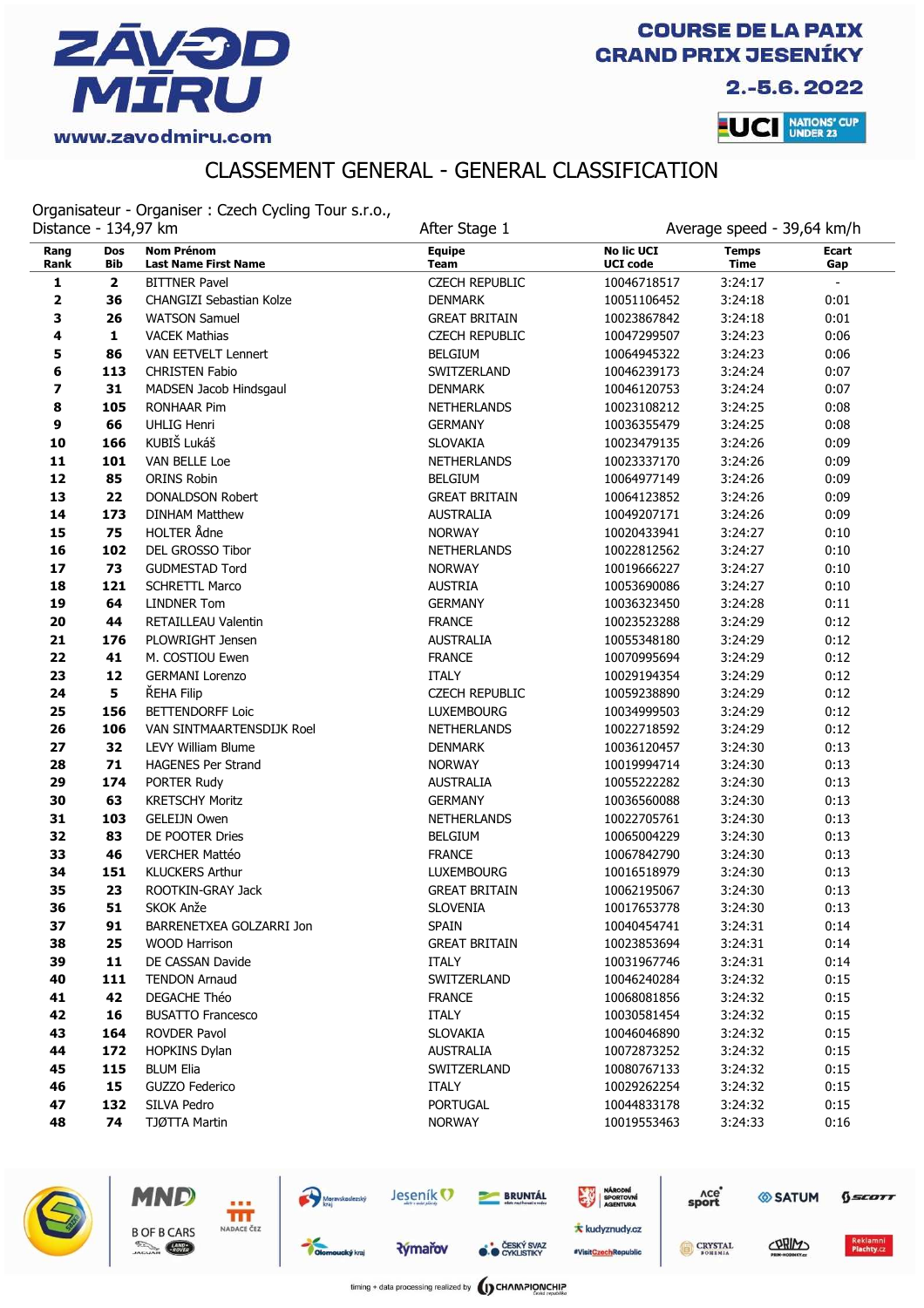# ZÁVOD MÍRU

www.zavodmiru.com

COURSE DE LA PAIX
GRAND PRIX JESENÍKY
2.-5.6. 2022

UCI NATIONS' CUP UNDER 23

## CLASSEMENT GENERAL - GENERAL CLASSIFICATION

Organisateur - Organiser : Czech Cycling Tour s.r.o.,

Distance - 134,97 km | After Stage 1 | Average speed - 39,64 km/h

| Rang Rank | Dos Bib | Nom Prénom Last Name First Name | Equipe Team | No lic UCI UCI code | Temps Time | Ecart Gap |
|---|---|---|---|---|---|---|
| 1 | 2 | BITTNER Pavel | CZECH REPUBLIC | 10046718517 | 3:24:17 | - |
| 2 | 36 | CHANGIZI Sebastian Kolze | DENMARK | 10051106452 | 3:24:18 | 0:01 |
| 3 | 26 | WATSON Samuel | GREAT BRITAIN | 10023867842 | 3:24:18 | 0:01 |
| 4 | 1 | VACEK Mathias | CZECH REPUBLIC | 10047299507 | 3:24:23 | 0:06 |
| 5 | 86 | VAN EETVELT Lennert | BELGIUM | 10064945322 | 3:24:23 | 0:06 |
| 6 | 113 | CHRISTEN Fabio | SWITZERLAND | 10046239173 | 3:24:24 | 0:07 |
| 7 | 31 | MADSEN Jacob Hindsgaul | DENMARK | 10046120753 | 3:24:24 | 0:07 |
| 8 | 105 | RONHAAR Pim | NETHERLANDS | 10023108212 | 3:24:25 | 0:08 |
| 9 | 66 | UHLIG Henri | GERMANY | 10036355479 | 3:24:25 | 0:08 |
| 10 | 166 | KUBIŠ Lukáš | SLOVAKIA | 10023479135 | 3:24:26 | 0:09 |
| 11 | 101 | VAN BELLE Loe | NETHERLANDS | 10023337170 | 3:24:26 | 0:09 |
| 12 | 85 | ORINS Robin | BELGIUM | 10064977149 | 3:24:26 | 0:09 |
| 13 | 22 | DONALDSON Robert | GREAT BRITAIN | 10064123852 | 3:24:26 | 0:09 |
| 14 | 173 | DINHAM Matthew | AUSTRALIA | 10049207171 | 3:24:26 | 0:09 |
| 15 | 75 | HOLTER Ådne | NORWAY | 10020433941 | 3:24:27 | 0:10 |
| 16 | 102 | DEL GROSSO Tibor | NETHERLANDS | 10022812562 | 3:24:27 | 0:10 |
| 17 | 73 | GUDMESTAD Tord | NORWAY | 10019666227 | 3:24:27 | 0:10 |
| 18 | 121 | SCHRETTL Marco | AUSTRIA | 10053690086 | 3:24:27 | 0:10 |
| 19 | 64 | LINDNER Tom | GERMANY | 10036323450 | 3:24:28 | 0:11 |
| 20 | 44 | RETAILLEAU Valentin | FRANCE | 10023523288 | 3:24:29 | 0:12 |
| 21 | 176 | PLOWRIGHT Jensen | AUSTRALIA | 10055348180 | 3:24:29 | 0:12 |
| 22 | 41 | M. COSTIOU Ewen | FRANCE | 10070995694 | 3:24:29 | 0:12 |
| 23 | 12 | GERMANI Lorenzo | ITALY | 10029194354 | 3:24:29 | 0:12 |
| 24 | 5 | ŘEHA Filip | CZECH REPUBLIC | 10059238890 | 3:24:29 | 0:12 |
| 25 | 156 | BETTENDORFF Loic | LUXEMBOURG | 10034999503 | 3:24:29 | 0:12 |
| 26 | 106 | VAN SINTMAARTENSDIJK Roel | NETHERLANDS | 10022718592 | 3:24:29 | 0:12 |
| 27 | 32 | LEVY William Blume | DENMARK | 10036120457 | 3:24:30 | 0:13 |
| 28 | 71 | HAGENES Per Strand | NORWAY | 10019994714 | 3:24:30 | 0:13 |
| 29 | 174 | PORTER Rudy | AUSTRALIA | 10055222282 | 3:24:30 | 0:13 |
| 30 | 63 | KRETSCHY Moritz | GERMANY | 10036560088 | 3:24:30 | 0:13 |
| 31 | 103 | GELEIJN Owen | NETHERLANDS | 10022705761 | 3:24:30 | 0:13 |
| 32 | 83 | DE POOTER Dries | BELGIUM | 10065004229 | 3:24:30 | 0:13 |
| 33 | 46 | VERCHER Mattéo | FRANCE | 10067842790 | 3:24:30 | 0:13 |
| 34 | 151 | KLUCKERS Arthur | LUXEMBOURG | 10016518979 | 3:24:30 | 0:13 |
| 35 | 23 | ROOTKIN-GRAY Jack | GREAT BRITAIN | 10062195067 | 3:24:30 | 0:13 |
| 36 | 51 | SKOK Anže | SLOVENIA | 10017653778 | 3:24:30 | 0:13 |
| 37 | 91 | BARRENETXEA GOLZARRI Jon | SPAIN | 10040454741 | 3:24:31 | 0:14 |
| 38 | 25 | WOOD Harrison | GREAT BRITAIN | 10023853694 | 3:24:31 | 0:14 |
| 39 | 11 | DE CASSAN Davide | ITALY | 10031967746 | 3:24:31 | 0:14 |
| 40 | 111 | TENDON Arnaud | SWITZERLAND | 10046240284 | 3:24:32 | 0:15 |
| 41 | 42 | DEGACHE Théo | FRANCE | 10068081856 | 3:24:32 | 0:15 |
| 42 | 16 | BUSATTO Francesco | ITALY | 10030581454 | 3:24:32 | 0:15 |
| 43 | 164 | ROVDER Pavol | SLOVAKIA | 10046046890 | 3:24:32 | 0:15 |
| 44 | 172 | HOPKINS Dylan | AUSTRALIA | 10072873252 | 3:24:32 | 0:15 |
| 45 | 115 | BLUM Elia | SWITZERLAND | 10080767133 | 3:24:32 | 0:15 |
| 46 | 15 | GUZZO Federico | ITALY | 10029262254 | 3:24:32 | 0:15 |
| 47 | 132 | SILVA Pedro | PORTUGAL | 10044833178 | 3:24:32 | 0:15 |
| 48 | 74 | TJØTTA Martin | NORWAY | 10019553463 | 3:24:33 | 0:16 |

timing + data processing realized by CHAMPIONCHIP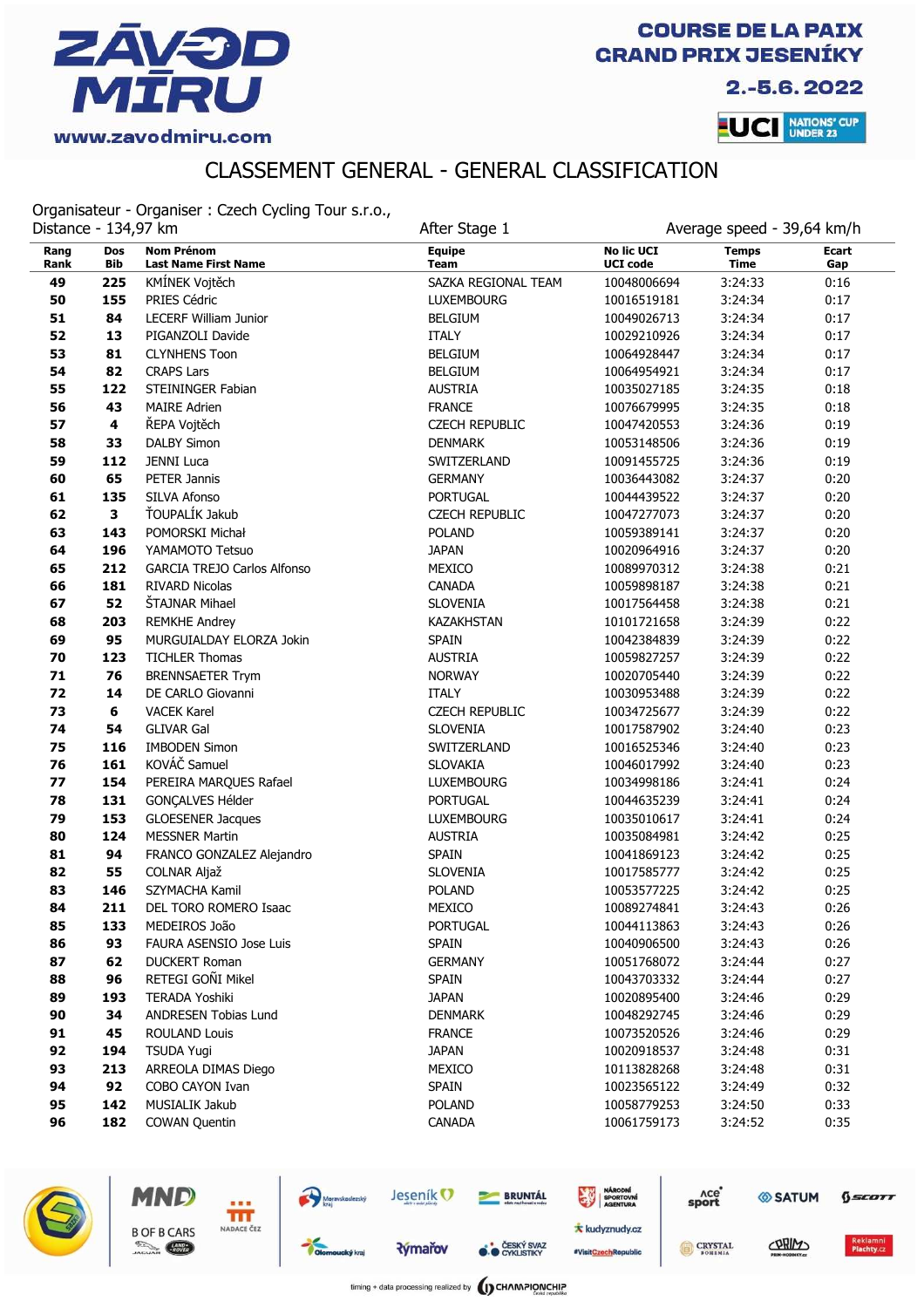ZÁVOD MÍRU

www.zavodmiru.com

COURSE DE LA PAIX
GRAND PRIX JESENÍKY

2.-5.6. 2022

UCI NATIONS' CUP UNDER 23

# CLASSEMENT GENERAL - GENERAL CLASSIFICATION

Organisateur - Organiser : Czech Cycling Tour s.r.o.,

Distance - 134,97 km | After Stage 1 | Average speed - 39,64 km/h

| Rang Rank | Dos Bib | Nom Prénom Last Name First Name | Equipe Team | No lic UCI UCI code | Temps Time | Ecart Gap |
|---|---|---|---|---|---|---|
| 49 | 225 | KMÍNEK Vojtěch | SAZKA REGIONAL TEAM | 10048006694 | 3:24:33 | 0:16 |
| 50 | 155 | PRIES Cédric | LUXEMBOURG | 10016519181 | 3:24:34 | 0:17 |
| 51 | 84 | LECERF William Junior | BELGIUM | 10049026713 | 3:24:34 | 0:17 |
| 52 | 13 | PIGANZOLI Davide | ITALY | 10029210926 | 3:24:34 | 0:17 |
| 53 | 81 | CLYNHENS Toon | BELGIUM | 10064928447 | 3:24:34 | 0:17 |
| 54 | 82 | CRAPS Lars | BELGIUM | 10064954921 | 3:24:34 | 0:17 |
| 55 | 122 | STEININGER Fabian | AUSTRIA | 10035027185 | 3:24:35 | 0:18 |
| 56 | 43 | MAIRE Adrien | FRANCE | 10076679995 | 3:24:35 | 0:18 |
| 57 | 4 | ŘEPA Vojtěch | CZECH REPUBLIC | 10047420553 | 3:24:36 | 0:19 |
| 58 | 33 | DALBY Simon | DENMARK | 10053148506 | 3:24:36 | 0:19 |
| 59 | 112 | JENNI Luca | SWITZERLAND | 10091455725 | 3:24:36 | 0:19 |
| 60 | 65 | PETER Jannis | GERMANY | 10036443082 | 3:24:37 | 0:20 |
| 61 | 135 | SILVA Afonso | PORTUGAL | 10044439522 | 3:24:37 | 0:20 |
| 62 | 3 | ŤOUPALÍK Jakub | CZECH REPUBLIC | 10047277073 | 3:24:37 | 0:20 |
| 63 | 143 | POMORSKI Michał | POLAND | 10059389141 | 3:24:37 | 0:20 |
| 64 | 196 | YAMAMOTO Tetsuo | JAPAN | 10020964916 | 3:24:37 | 0:20 |
| 65 | 212 | GARCIA TREJO Carlos Alfonso | MEXICO | 10089970312 | 3:24:38 | 0:21 |
| 66 | 181 | RIVARD Nicolas | CANADA | 10059898187 | 3:24:38 | 0:21 |
| 67 | 52 | ŠTAJNAR Mihael | SLOVENIA | 10017564458 | 3:24:38 | 0:21 |
| 68 | 203 | REMKHE Andrey | KAZAKHSTAN | 10101721658 | 3:24:39 | 0:22 |
| 69 | 95 | MURGUIALDAY ELORZA Jokin | SPAIN | 10042384839 | 3:24:39 | 0:22 |
| 70 | 123 | TICHLER Thomas | AUSTRIA | 10059827257 | 3:24:39 | 0:22 |
| 71 | 76 | BRENNSAETER Trym | NORWAY | 10020705440 | 3:24:39 | 0:22 |
| 72 | 14 | DE CARLO Giovanni | ITALY | 10030953488 | 3:24:39 | 0:22 |
| 73 | 6 | VACEK Karel | CZECH REPUBLIC | 10034725677 | 3:24:39 | 0:22 |
| 74 | 54 | GLIVAR Gal | SLOVENIA | 10017587902 | 3:24:40 | 0:23 |
| 75 | 116 | IMBODEN Simon | SWITZERLAND | 10016525346 | 3:24:40 | 0:23 |
| 76 | 161 | KOVÁČ Samuel | SLOVAKIA | 10046017992 | 3:24:40 | 0:23 |
| 77 | 154 | PEREIRA MARQUES Rafael | LUXEMBOURG | 10034998186 | 3:24:41 | 0:24 |
| 78 | 131 | GONÇALVES Hélder | PORTUGAL | 10044635239 | 3:24:41 | 0:24 |
| 79 | 153 | GLOESENER Jacques | LUXEMBOURG | 10035010617 | 3:24:41 | 0:24 |
| 80 | 124 | MESSNER Martin | AUSTRIA | 10035084981 | 3:24:42 | 0:25 |
| 81 | 94 | FRANCO GONZALEZ Alejandro | SPAIN | 10041869123 | 3:24:42 | 0:25 |
| 82 | 55 | COLNAR Aljaž | SLOVENIA | 10017585777 | 3:24:42 | 0:25 |
| 83 | 146 | SZYMACHA Kamil | POLAND | 10053577225 | 3:24:42 | 0:25 |
| 84 | 211 | DEL TORO ROMERO Isaac | MEXICO | 10089274841 | 3:24:43 | 0:26 |
| 85 | 133 | MEDEIROS João | PORTUGAL | 10044113863 | 3:24:43 | 0:26 |
| 86 | 93 | FAURA ASENSIO Jose Luis | SPAIN | 10040906500 | 3:24:43 | 0:26 |
| 87 | 62 | DUCKERT Roman | GERMANY | 10051768072 | 3:24:44 | 0:27 |
| 88 | 96 | RETEGI GOÑI Mikel | SPAIN | 10043703332 | 3:24:44 | 0:27 |
| 89 | 193 | TERADA Yoshiki | JAPAN | 10020895400 | 3:24:46 | 0:29 |
| 90 | 34 | ANDRESEN Tobias Lund | DENMARK | 10048292745 | 3:24:46 | 0:29 |
| 91 | 45 | ROULAND Louis | FRANCE | 10073520526 | 3:24:46 | 0:29 |
| 92 | 194 | TSUDA Yugi | JAPAN | 10020918537 | 3:24:48 | 0:31 |
| 93 | 213 | ARREOLA DIMAS Diego | MEXICO | 10113828268 | 3:24:48 | 0:31 |
| 94 | 92 | COBO CAYON Ivan | SPAIN | 10023565122 | 3:24:49 | 0:32 |
| 95 | 142 | MUSIALIK Jakub | POLAND | 10058779253 | 3:24:50 | 0:33 |
| 96 | 182 | COWAN Quentin | CANADA | 10061759173 | 3:24:52 | 0:35 |

timing + data processing realized by CHAMPIONCHIP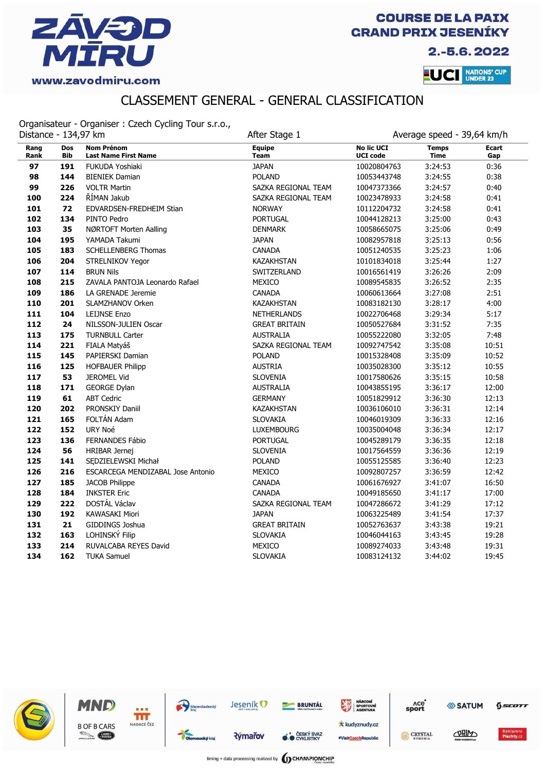ZÁVOD MÍRU
www.zavodmiru.com

COURSE DE LA PAIX
GRAND PRIX JESENÍKY
2.-5.6. 2022

UCI NATIONS' CUP UNDER 23

# CLASSEMENT GENERAL - GENERAL CLASSIFICATION

Organisateur - Organiser : Czech Cycling Tour s.r.o.,
Distance - 134,97 km

After Stage 1

Average speed - 39,64 km/h

| Rang Rank | Dos Bib | Nom Prénom Last Name First Name | Equipe Team | No lic UCI UCI code | Temps Time | Ecart Gap |
|---|---|---|---|---|---|---|
| 97 | 191 | FUKUDA Yoshiaki | JAPAN | 10020804763 | 3:24:53 | 0:36 |
| 98 | 144 | BIENIEK Damian | POLAND | 10053443748 | 3:24:55 | 0:38 |
| 99 | 226 | VOLTR Martin | SAZKA REGIONAL TEAM | 10047373366 | 3:24:57 | 0:40 |
| 100 | 224 | ŘÍMAN Jakub | SAZKA REGIONAL TEAM | 10023478933 | 3:24:58 | 0:41 |
| 101 | 72 | EDVARDSEN-FREDHEIM Stian | NORWAY | 10112204732 | 3:24:58 | 0:41 |
| 102 | 134 | PINTO Pedro | PORTUGAL | 10044128213 | 3:25:00 | 0:43 |
| 103 | 35 | NØRTOFT Morten Aalling | DENMARK | 10058665075 | 3:25:06 | 0:49 |
| 104 | 195 | YAMADA Takumi | JAPAN | 10082957818 | 3:25:13 | 0:56 |
| 105 | 183 | SCHELLENBERG Thomas | CANADA | 10051240535 | 3:25:23 | 1:06 |
| 106 | 204 | STRELNIKOV Yegor | KAZAKHSTAN | 10101834018 | 3:25:44 | 1:27 |
| 107 | 114 | BRUN Nils | SWITZERLAND | 10016561419 | 3:26:26 | 2:09 |
| 108 | 215 | ZAVALA PANTOJA Leonardo Rafael | MEXICO | 10089545835 | 3:26:52 | 2:35 |
| 109 | 186 | LA GRENADE Jeremie | CANADA | 10060613664 | 3:27:08 | 2:51 |
| 110 | 201 | SLAMZHANOV Orken | KAZAKHSTAN | 10083182130 | 3:28:17 | 4:00 |
| 111 | 104 | LEIJNSE Enzo | NETHERLANDS | 10022706468 | 3:29:34 | 5:17 |
| 112 | 24 | NILSSON-JULIEN Oscar | GREAT BRITAIN | 10050527684 | 3:31:52 | 7:35 |
| 113 | 175 | TURNBULL Carter | AUSTRALIA | 10055222080 | 3:32:05 | 7:48 |
| 114 | 221 | FIALA Matyáš | SAZKA REGIONAL TEAM | 10092747542 | 3:35:08 | 10:51 |
| 115 | 145 | PAPIERSKI Damian | POLAND | 10015328408 | 3:35:09 | 10:52 |
| 116 | 125 | HOFBAUER Philipp | AUSTRIA | 10035028300 | 3:35:12 | 10:55 |
| 117 | 53 | JEROMEL Vid | SLOVENIA | 10017580626 | 3:35:15 | 10:58 |
| 118 | 171 | GEORGE Dylan | AUSTRALIA | 10043855195 | 3:36:17 | 12:00 |
| 119 | 61 | ABT Cedric | GERMANY | 10051829912 | 3:36:30 | 12:13 |
| 120 | 202 | PRONSKIY Daniil | KAZAKHSTAN | 10036106010 | 3:36:31 | 12:14 |
| 121 | 165 | FOLTÁN Adam | SLOVAKIA | 10046019309 | 3:36:33 | 12:16 |
| 122 | 152 | URY Noé | LUXEMBOURG | 10035004048 | 3:36:34 | 12:17 |
| 123 | 136 | FERNANDES Fábio | PORTUGAL | 10045289179 | 3:36:35 | 12:18 |
| 124 | 56 | HRIBAR Jernej | SLOVENIA | 10017564559 | 3:36:36 | 12:19 |
| 125 | 141 | SĘDZIELEWSKI Michał | POLAND | 10055125585 | 3:36:40 | 12:23 |
| 126 | 216 | ESCARCEGA MENDIZABAL Jose Antonio | MEXICO | 10092807257 | 3:36:59 | 12:42 |
| 127 | 185 | JACOB Philippe | CANADA | 10061676927 | 3:41:07 | 16:50 |
| 128 | 184 | INKSTER Eric | CANADA | 10049185650 | 3:41:17 | 17:00 |
| 129 | 222 | DOSTÁL Václav | SAZKA REGIONAL TEAM | 10047286672 | 3:41:29 | 17:12 |
| 130 | 192 | KAWASAKI Miori | JAPAN | 10063225489 | 3:41:54 | 17:37 |
| 131 | 21 | GIDDINGS Joshua | GREAT BRITAIN | 10052763637 | 3:43:38 | 19:21 |
| 132 | 163 | LOHINSKÝ Filip | SLOVAKIA | 10046044163 | 3:43:45 | 19:28 |
| 133 | 214 | RUVALCABA REYES David | MEXICO | 10089224033 | 3:43:48 | 19:31 |
| 134 | 162 | TUKA Samuel | SLOVAKIA | 10083124132 | 3:44:02 | 19:45 |

timing + data processing realized by CHAMPIONCHIP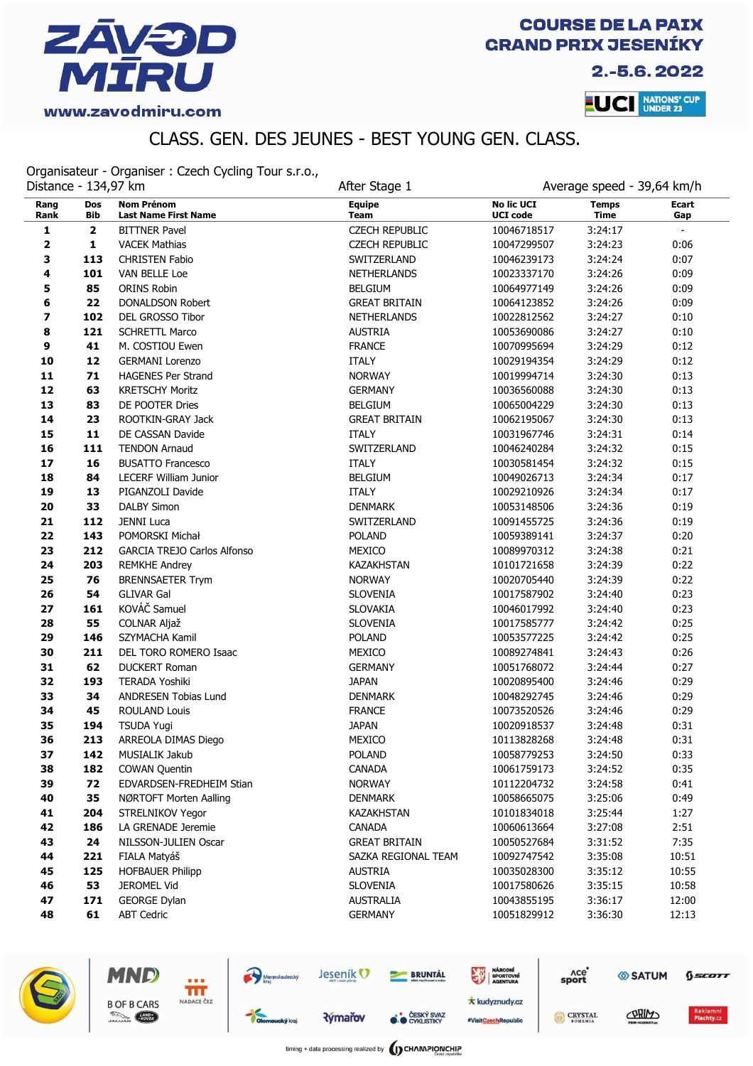# ZÁVOD MÍRU

www.zavodmiru.com

**COURSE DE LA PAIX**
**GRAND PRIX JESENÍKY**
**2.-5.6. 2022**

UCI NATIONS' CUP UNDER 23

## CLASS. GEN. DES JEUNES - BEST YOUNG GEN. CLASS.

Organisateur - Organiser : Czech Cycling Tour s.r.o.,
Distance - 134,97 km | After Stage 1 | Average speed - 39,64 km/h

| Rang Rank | Dos Bib | Nom Prénom Last Name First Name | Equipe Team | No lic UCI UCI code | Temps Time | Ecart Gap |
|---|---|---|---|---|---|---|
| 1 | 2 | BITTNER Pavel | CZECH REPUBLIC | 10046718517 | 3:24:17 | - |
| 2 | 1 | VACEK Mathias | CZECH REPUBLIC | 10047299507 | 3:24:23 | 0:06 |
| 3 | 113 | CHRISTEN Fabio | SWITZERLAND | 10046239173 | 3:24:24 | 0:07 |
| 4 | 101 | VAN BELLE Loe | NETHERLANDS | 10023337170 | 3:24:26 | 0:09 |
| 5 | 85 | ORINS Robin | BELGIUM | 10064977149 | 3:24:26 | 0:09 |
| 6 | 22 | DONALDSON Robert | GREAT BRITAIN | 10064123852 | 3:24:26 | 0:09 |
| 7 | 102 | DEL GROSSO Tibor | NETHERLANDS | 10022812562 | 3:24:27 | 0:10 |
| 8 | 121 | SCHRETTL Marco | AUSTRIA | 10053690086 | 3:24:27 | 0:10 |
| 9 | 41 | M. COSTIOU Ewen | FRANCE | 10070995694 | 3:24:29 | 0:12 |
| 10 | 12 | GERMANI Lorenzo | ITALY | 10029194354 | 3:24:29 | 0:12 |
| 11 | 71 | HAGENES Per Strand | NORWAY | 10019994714 | 3:24:30 | 0:13 |
| 12 | 63 | KRETSCHY Moritz | GERMANY | 10036560088 | 3:24:30 | 0:13 |
| 13 | 83 | DE POOTER Dries | BELGIUM | 10065004229 | 3:24:30 | 0:13 |
| 14 | 23 | ROOTKIN-GRAY Jack | GREAT BRITAIN | 10062195067 | 3:24:30 | 0:13 |
| 15 | 11 | DE CASSAN Davide | ITALY | 10031967746 | 3:24:31 | 0:14 |
| 16 | 111 | TENDON Arnaud | SWITZERLAND | 10046240284 | 3:24:32 | 0:15 |
| 17 | 16 | BUSATTO Francesco | ITALY | 10030581454 | 3:24:32 | 0:15 |
| 18 | 84 | LECERF William Junior | BELGIUM | 10049026713 | 3:24:34 | 0:17 |
| 19 | 13 | PIGANZOLI Davide | ITALY | 10029210926 | 3:24:34 | 0:17 |
| 20 | 33 | DALBY Simon | DENMARK | 10053148506 | 3:24:36 | 0:19 |
| 21 | 112 | JENNI Luca | SWITZERLAND | 10091455725 | 3:24:36 | 0:19 |
| 22 | 143 | POMORSKI Michał | POLAND | 10059389141 | 3:24:37 | 0:20 |
| 23 | 212 | GARCIA TREJO Carlos Alfonso | MEXICO | 10089970312 | 3:24:38 | 0:21 |
| 24 | 203 | REMKHE Andrey | KAZAKHSTAN | 10101721658 | 3:24:39 | 0:22 |
| 25 | 76 | BRENNSAETER Trym | NORWAY | 10020705440 | 3:24:39 | 0:22 |
| 26 | 54 | GLIVAR Gal | SLOVENIA | 10017587902 | 3:24:40 | 0:23 |
| 27 | 161 | KOVÁČ Samuel | SLOVAKIA | 10046017992 | 3:24:40 | 0:23 |
| 28 | 55 | COLNAR Aljaž | SLOVENIA | 10017585777 | 3:24:42 | 0:25 |
| 29 | 146 | SZYMACHA Kamil | POLAND | 10053577225 | 3:24:42 | 0:25 |
| 30 | 211 | DEL TORO ROMERO Isaac | MEXICO | 10089274841 | 3:24:43 | 0:26 |
| 31 | 62 | DUCKERT Roman | GERMANY | 10051768072 | 3:24:44 | 0:27 |
| 32 | 193 | TERADA Yoshiki | JAPAN | 10020895400 | 3:24:46 | 0:29 |
| 33 | 34 | ANDRESEN Tobias Lund | DENMARK | 10048292745 | 3:24:46 | 0:29 |
| 34 | 45 | ROULAND Louis | FRANCE | 10073520526 | 3:24:46 | 0:29 |
| 35 | 194 | TSUDA Yugi | JAPAN | 10020918537 | 3:24:48 | 0:31 |
| 36 | 213 | ARREOLA DIMAS Diego | MEXICO | 10113828268 | 3:24:48 | 0:31 |
| 37 | 142 | MUSIALIK Jakub | POLAND | 10058779253 | 3:24:50 | 0:33 |
| 38 | 182 | COWAN Quentin | CANADA | 10061759173 | 3:24:52 | 0:35 |
| 39 | 72 | EDVARDSEN-FREDHEIM Stian | NORWAY | 10112204732 | 3:24:58 | 0:41 |
| 40 | 35 | NØRTOFT Morten Aalling | DENMARK | 10058665075 | 3:25:06 | 0:49 |
| 41 | 204 | STRELNIKOV Yegor | KAZAKHSTAN | 10101834018 | 3:25:44 | 1:27 |
| 42 | 186 | LA GRENADE Jeremie | CANADA | 10060613664 | 3:27:08 | 2:51 |
| 43 | 24 | NILSSON-JULIEN Oscar | GREAT BRITAIN | 10050527684 | 3:31:52 | 7:35 |
| 44 | 221 | FIALA Matyáš | SAZKA REGIONAL TEAM | 10092747542 | 3:35:08 | 10:51 |
| 45 | 125 | HOFBAUER Philipp | AUSTRIA | 10035028300 | 3:35:12 | 10:55 |
| 46 | 53 | JEROMEL Vid | SLOVENIA | 10017580626 | 3:35:15 | 10:58 |
| 47 | 171 | GEORGE Dylan | AUSTRALIA | 10043855195 | 3:36:17 | 12:00 |
| 48 | 61 | ABT Cedric | GERMANY | 10051829912 | 3:36:30 | 12:13 |

timing + data processing realized by CHAMPIONCHIP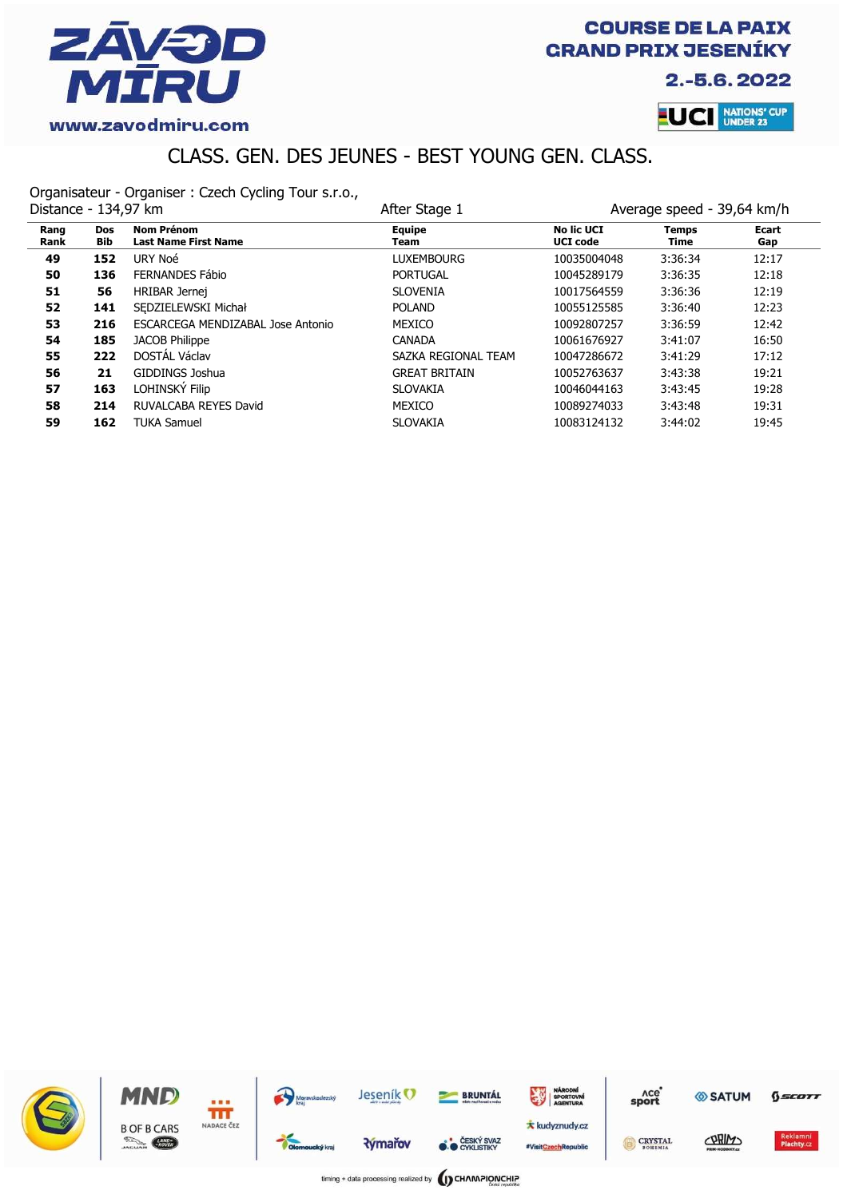# ZÁVOD MÍRU

www.zavodmiru.com

**COURSE DE LA PAIX**
**GRAND PRIX JESENÍKY**
**2.-5.6.2022**

UCI NATIONS' CUP UNDER 23

## CLASS. GEN. DES JEUNES - BEST YOUNG GEN. CLASS.

Organisateur - Organiser : Czech Cycling Tour s.r.o.,
Distance - 134,97 km | After Stage 1 | Average speed - 39,64 km/h

| Rang Rank | Dos Bib | Nom Prénom Last Name First Name | Equipe Team | No lic UCI UCI code | Temps Time | Ecart Gap |
|---|---|---|---|---|---|---|
| 49 | 152 | URY Noé | LUXEMBOURG | 10035004048 | 3:36:34 | 12:17 |
| 50 | 136 | FERNANDES Fábio | PORTUGAL | 10045289179 | 3:36:35 | 12:18 |
| 51 | 56 | HRIBAR Jernej | SLOVENIA | 10017564559 | 3:36:36 | 12:19 |
| 52 | 141 | SĘDZIELEWSKI Michał | POLAND | 10055125585 | 3:36:40 | 12:23 |
| 53 | 216 | ESCARCEGA MENDIZABAL Jose Antonio | MEXICO | 10092807257 | 3:36:59 | 12:42 |
| 54 | 185 | JACOB Philippe | CANADA | 10061676927 | 3:41:07 | 16:50 |
| 55 | 222 | DOSTÁL Václav | SAZKA REGIONAL TEAM | 10047286672 | 3:41:29 | 17:12 |
| 56 | 21 | GIDDINGS Joshua | GREAT BRITAIN | 10052763637 | 3:43:38 | 19:21 |
| 57 | 163 | LOHINSKÝ Filip | SLOVAKIA | 10046044163 | 3:43:45 | 19:28 |
| 58 | 214 | RUVALCABA REYES David | MEXICO | 10089274033 | 3:43:48 | 19:31 |
| 59 | 162 | TUKA Samuel | SLOVAKIA | 10083124132 | 3:44:02 | 19:45 |

timing + data processing realized by CHAMPIONCHIP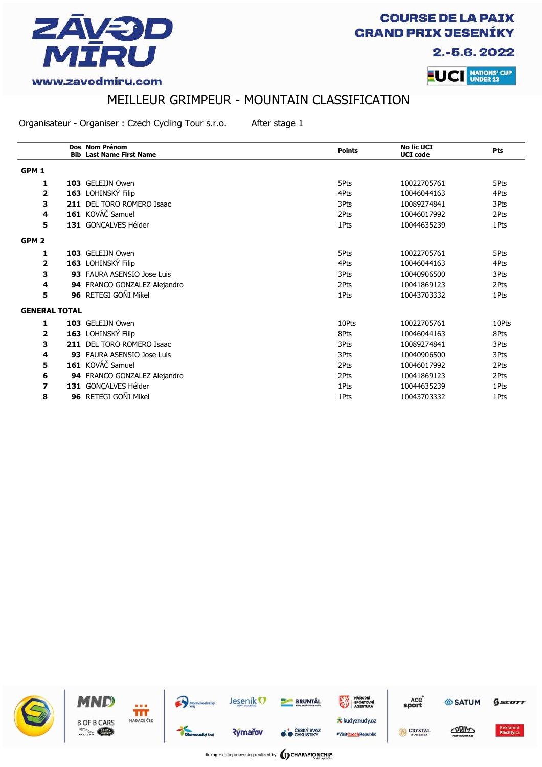# ZÁVOD MÍRU

www.zavodmiru.com

COURSE DE LA PAIX
GRAND PRIX JESENÍKY
2.-5.6. 2022

UCI NATIONS' CUP UNDER 23

## MEILLEUR GRIMPEUR - MOUNTAIN CLASSIFICATION

Organisateur - Organiser : Czech Cycling Tour s.r.o.    After stage 1

| | Dos Bib | Nom Prénom Last Name First Name | Points | No lic UCI UCI code | Pts |
|---|---|---|---|---|---|
| **GPM 1** | | | | | |
| **1** | **103** | GELEIJN Owen | 5Pts | 10022705761 | 5Pts |
| **2** | **163** | LOHINSKÝ Filip | 4Pts | 10046044163 | 4Pts |
| **3** | **211** | DEL TORO ROMERO Isaac | 3Pts | 10089274841 | 3Pts |
| **4** | **161** | KOVÁČ Samuel | 2Pts | 10046017992 | 2Pts |
| **5** | **131** | GONÇALVES Hélder | 1Pts | 10044635239 | 1Pts |
| **GPM 2** | | | | | |
| **1** | **103** | GELEIJN Owen | 5Pts | 10022705761 | 5Pts |
| **2** | **163** | LOHINSKÝ Filip | 4Pts | 10046044163 | 4Pts |
| **3** | **93** | FAURA ASENSIO Jose Luis | 3Pts | 10040906500 | 3Pts |
| **4** | **94** | FRANCO GONZALEZ Alejandro | 2Pts | 10041869123 | 2Pts |
| **5** | **96** | RETEGI GOÑI Mikel | 1Pts | 10043703332 | 1Pts |
| **GENERAL TOTAL** | | | | | |
| **1** | **103** | GELEIJN Owen | 10Pts | 10022705761 | 10Pts |
| **2** | **163** | LOHINSKÝ Filip | 8Pts | 10046044163 | 8Pts |
| **3** | **211** | DEL TORO ROMERO Isaac | 3Pts | 10089274841 | 3Pts |
| **4** | **93** | FAURA ASENSIO Jose Luis | 3Pts | 10040906500 | 3Pts |
| **5** | **161** | KOVÁČ Samuel | 2Pts | 10046017992 | 2Pts |
| **6** | **94** | FRANCO GONZALEZ Alejandro | 2Pts | 10041869123 | 2Pts |
| **7** | **131** | GONÇALVES Hélder | 1Pts | 10044635239 | 1Pts |
| **8** | **96** | RETEGI GOÑI Mikel | 1Pts | 10043703332 | 1Pts |

timing + data processing realized by CHAMPIONCHIP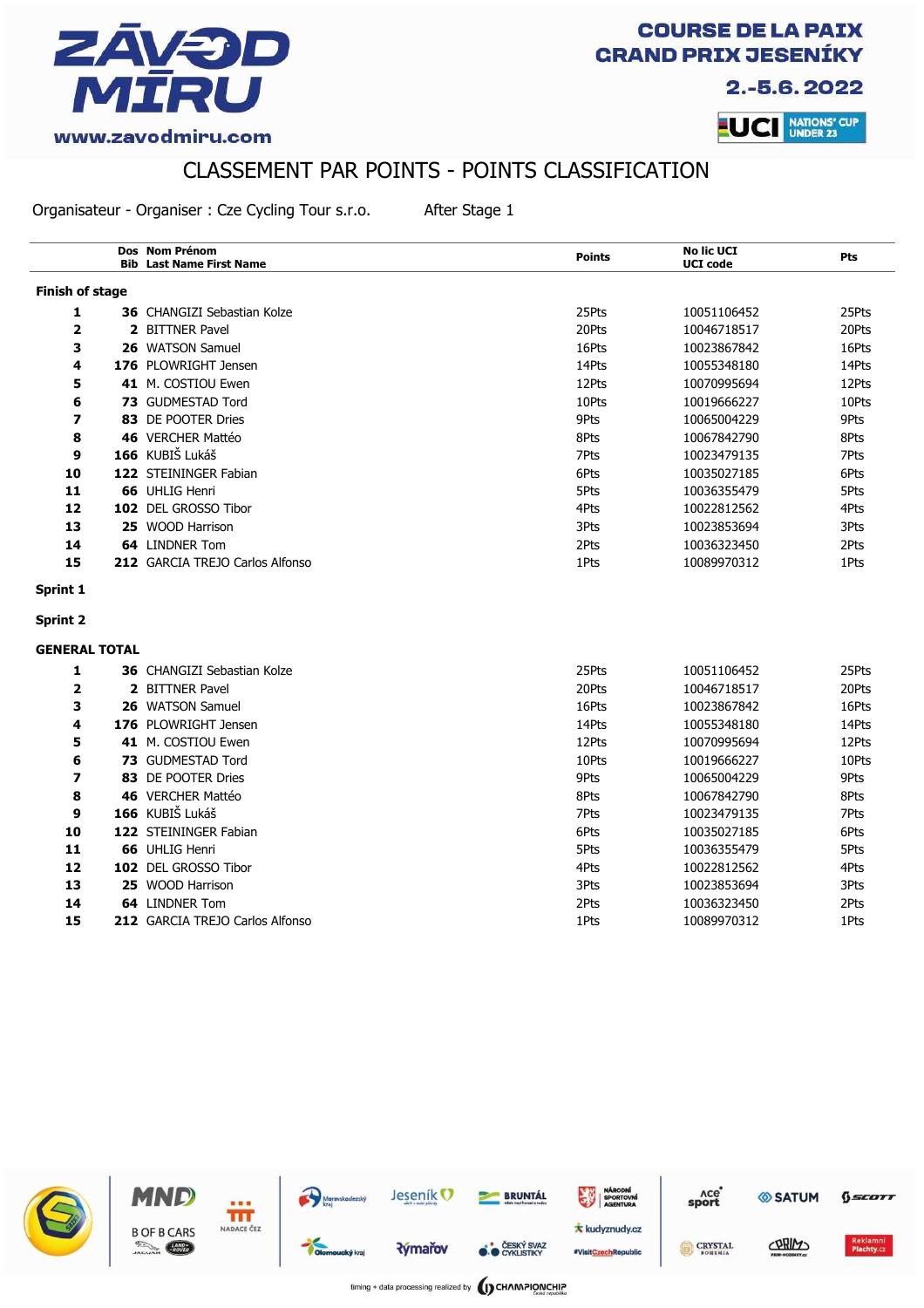# COURSE DE LA PAIX GRAND PRIX JESENÍKY

2.-5.6.2022

ZÁVOD MÍRU

www.zavodmiru.com

UCI NATIONS' CUP UNDER 23

## CLASSEMENT PAR POINTS - POINTS CLASSIFICATION

Organisateur - Organiser : Cze Cycling Tour s.r.o. After Stage 1

| | Dos Bib | Nom Prénom Last Name First Name | Points | No lic UCI UCI code | Pts |
|---|---|---|---|---|---|
| **Finish of stage** | | | | | |
| 1 | 36 | CHANGIZI Sebastian Kolze | 25Pts | 10051106452 | 25Pts |
| 2 | 2 | BITTNER Pavel | 20Pts | 10046718517 | 20Pts |
| 3 | 26 | WATSON Samuel | 16Pts | 10023867842 | 16Pts |
| 4 | 176 | PLOWRIGHT Jensen | 14Pts | 10055348180 | 14Pts |
| 5 | 41 | M. COSTIOU Ewen | 12Pts | 10070995694 | 12Pts |
| 6 | 73 | GUDMESTAD Tord | 10Pts | 10019666227 | 10Pts |
| 7 | 83 | DE POOTER Dries | 9Pts | 10065004229 | 9Pts |
| 8 | 46 | VERCHER Mattéo | 8Pts | 10067842790 | 8Pts |
| 9 | 166 | KUBIŠ Lukáš | 7Pts | 10023479135 | 7Pts |
| 10 | 122 | STEININGER Fabian | 6Pts | 10035027185 | 6Pts |
| 11 | 66 | UHLIG Henri | 5Pts | 10036355479 | 5Pts |
| 12 | 102 | DEL GROSSO Tibor | 4Pts | 10022812562 | 4Pts |
| 13 | 25 | WOOD Harrison | 3Pts | 10023853694 | 3Pts |
| 14 | 64 | LINDNER Tom | 2Pts | 10036323450 | 2Pts |
| 15 | 212 | GARCIA TREJO Carlos Alfonso | 1Pts | 10089970312 | 1Pts |
| **Sprint 1** | | | | | |
| **Sprint 2** | | | | | |
| **GENERAL TOTAL** | | | | | |
| 1 | 36 | CHANGIZI Sebastian Kolze | 25Pts | 10051106452 | 25Pts |
| 2 | 2 | BITTNER Pavel | 20Pts | 10046718517 | 20Pts |
| 3 | 26 | WATSON Samuel | 16Pts | 10023867842 | 16Pts |
| 4 | 176 | PLOWRIGHT Jensen | 14Pts | 10055348180 | 14Pts |
| 5 | 41 | M. COSTIOU Ewen | 12Pts | 10070995694 | 12Pts |
| 6 | 73 | GUDMESTAD Tord | 10Pts | 10019666227 | 10Pts |
| 7 | 83 | DE POOTER Dries | 9Pts | 10065004229 | 9Pts |
| 8 | 46 | VERCHER Mattéo | 8Pts | 10067842790 | 8Pts |
| 9 | 166 | KUBIŠ Lukáš | 7Pts | 10023479135 | 7Pts |
| 10 | 122 | STEININGER Fabian | 6Pts | 10035027185 | 6Pts |
| 11 | 66 | UHLIG Henri | 5Pts | 10036355479 | 5Pts |
| 12 | 102 | DEL GROSSO Tibor | 4Pts | 10022812562 | 4Pts |
| 13 | 25 | WOOD Harrison | 3Pts | 10023853694 | 3Pts |
| 14 | 64 | LINDNER Tom | 2Pts | 10036323450 | 2Pts |
| 15 | 212 | GARCIA TREJO Carlos Alfonso | 1Pts | 10089970312 | 1Pts |

timing + data processing realized by CHAMPIONCHIP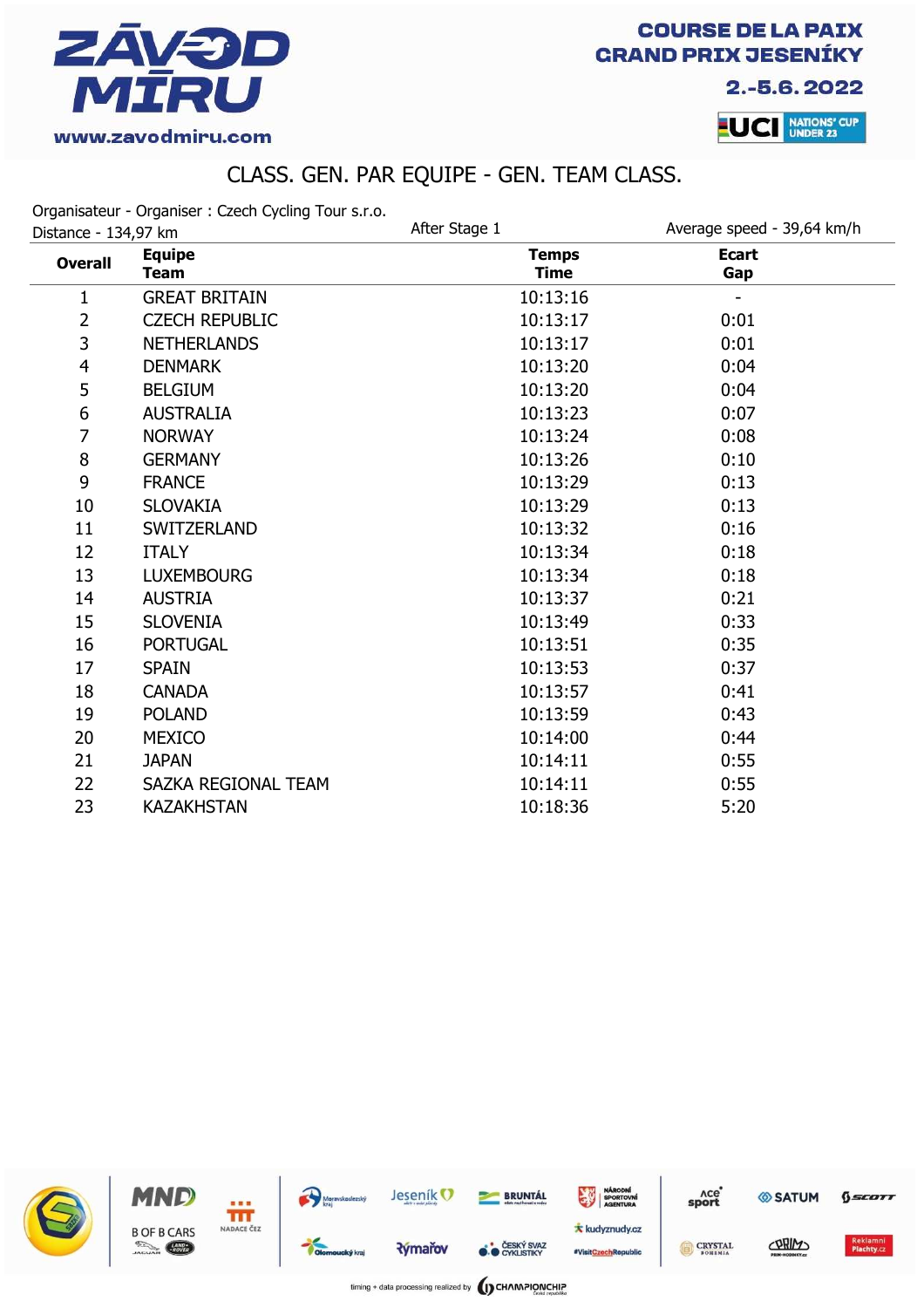ZÁVOD MÍRU

www.zavodmiru.com

COURSE DE LA PAIX
GRAND PRIX JESENÍKY
2.-5.6. 2022

UCI NATIONS' CUP UNDER 23

# CLASS. GEN. PAR EQUIPE - GEN. TEAM CLASS.

Organisateur - Organiser : Czech Cycling Tour s.r.o.
Distance - 134,97 km

After Stage 1

Average speed - 39,64 km/h

| Overall | Equipe Team | Temps Time | Ecart Gap |
|---|---|---|---|
| 1 | GREAT BRITAIN | 10:13:16 | - |
| 2 | CZECH REPUBLIC | 10:13:17 | 0:01 |
| 3 | NETHERLANDS | 10:13:17 | 0:01 |
| 4 | DENMARK | 10:13:20 | 0:04 |
| 5 | BELGIUM | 10:13:20 | 0:04 |
| 6 | AUSTRALIA | 10:13:23 | 0:07 |
| 7 | NORWAY | 10:13:24 | 0:08 |
| 8 | GERMANY | 10:13:26 | 0:10 |
| 9 | FRANCE | 10:13:29 | 0:13 |
| 10 | SLOVAKIA | 10:13:29 | 0:13 |
| 11 | SWITZERLAND | 10:13:32 | 0:16 |
| 12 | ITALY | 10:13:34 | 0:18 |
| 13 | LUXEMBOURG | 10:13:34 | 0:18 |
| 14 | AUSTRIA | 10:13:37 | 0:21 |
| 15 | SLOVENIA | 10:13:49 | 0:33 |
| 16 | PORTUGAL | 10:13:51 | 0:35 |
| 17 | SPAIN | 10:13:53 | 0:37 |
| 18 | CANADA | 10:13:57 | 0:41 |
| 19 | POLAND | 10:13:59 | 0:43 |
| 20 | MEXICO | 10:14:00 | 0:44 |
| 21 | JAPAN | 10:14:11 | 0:55 |
| 22 | SAZKA REGIONAL TEAM | 10:14:11 | 0:55 |
| 23 | KAZAKHSTAN | 10:18:36 | 5:20 |

timing + data processing realized by CHAMPIONCHIP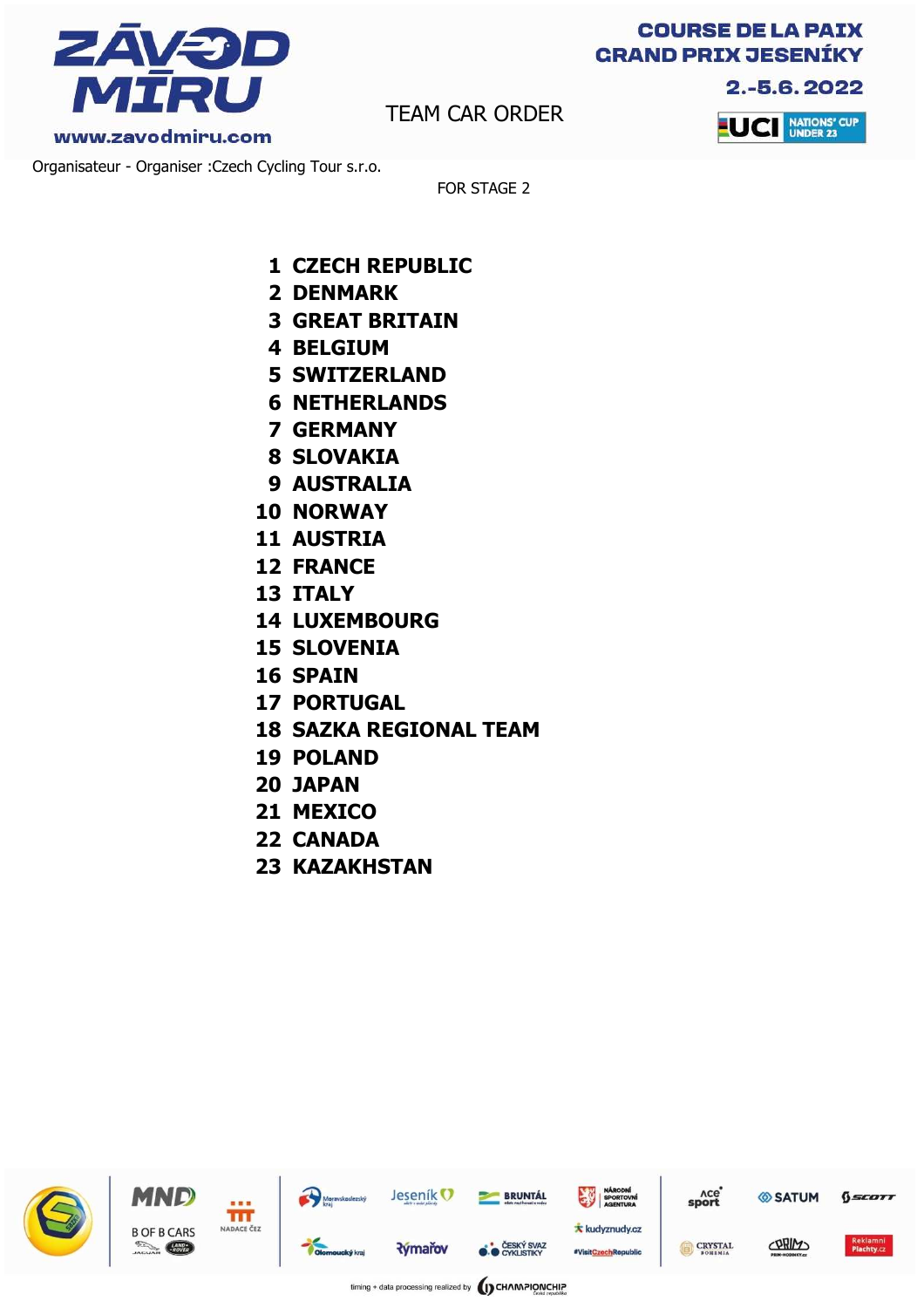# TEAM CAR ORDER

COURSE DE LA PAIX
GRAND PRIX JESENÍKY
2.-5.6.2022

www.zavodmiru.com

Organisateur - Organiser :Czech Cycling Tour s.r.o.

FOR STAGE 2

1. **CZECH REPUBLIC**
2. **DENMARK**
3. **GREAT BRITAIN**
4. **BELGIUM**
5. **SWITZERLAND**
6. **NETHERLANDS**
7. **GERMANY**
8. **SLOVAKIA**
9. **AUSTRALIA**
10. **NORWAY**
11. **AUSTRIA**
12. **FRANCE**
13. **ITALY**
14. **LUXEMBOURG**
15. **SLOVENIA**
16. **SPAIN**
17. **PORTUGAL**
18. **SAZKA REGIONAL TEAM**
19. **POLAND**
20. **JAPAN**
21. **MEXICO**
22. **CANADA**
23. **KAZAKHSTAN**

timing + data processing realized by CHAMPIONCHIP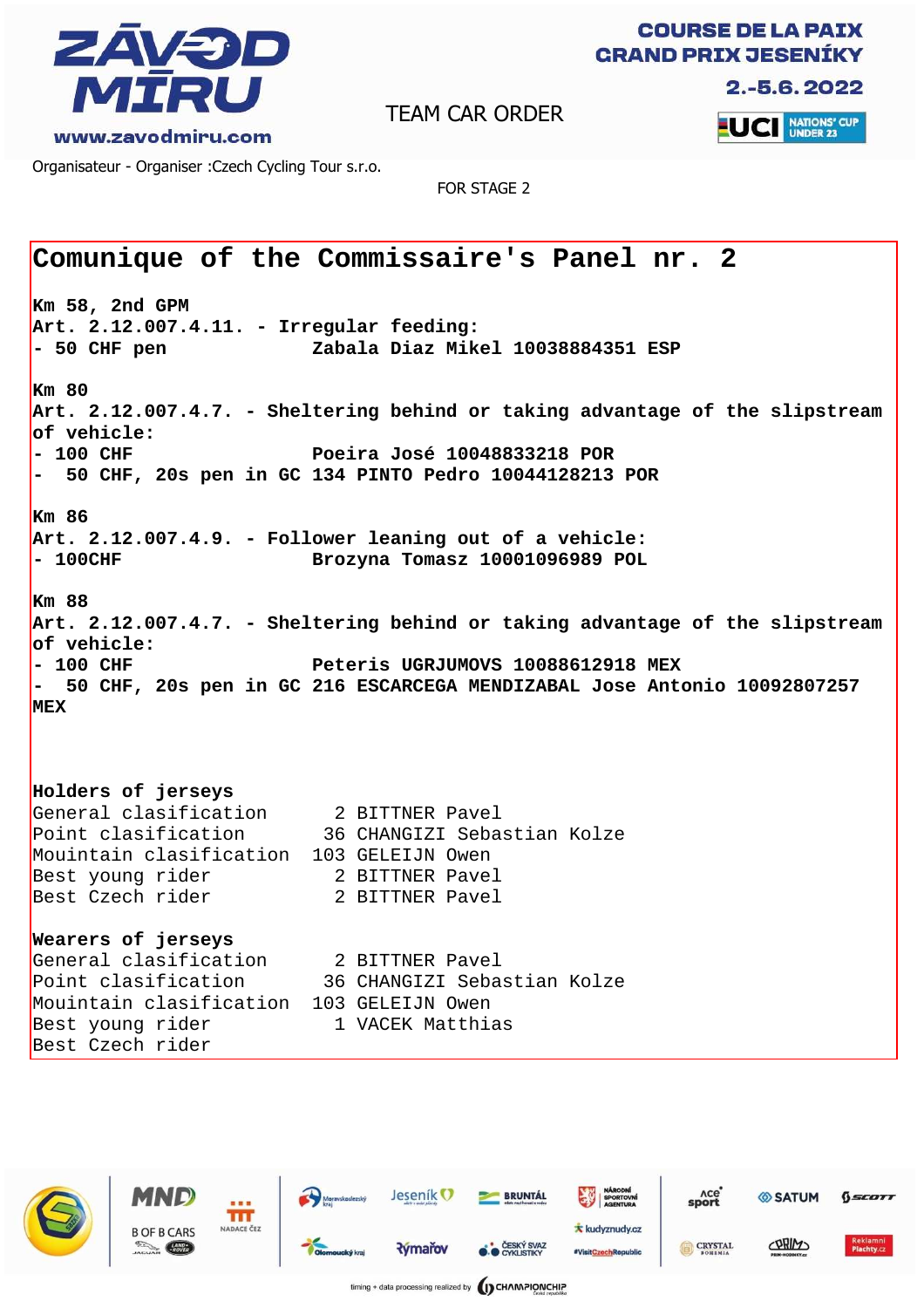COURSE DE LA PAIX
GRAND PRIX JESENÍKY

2.-5.6.2022

www.zavodmiru.com

TEAM CAR ORDER

Organisateur - Organiser :Czech Cycling Tour s.r.o.

FOR STAGE 2

# Comunique of the Commissaire's Panel nr. 2

**Km 58, 2nd GPM**
**Art. 2.12.007.4.11. - Irregular feeding:**
**- 50 CHF pen Zabala Diaz Mikel 10038884351 ESP**

**Km 80**
**Art. 2.12.007.4.7. - Sheltering behind or taking advantage of the slipstream of vehicle:**
**- 100 CHF Poeira José 10048833218 POR**
**- 50 CHF, 20s pen in GC 134 PINTO Pedro 10044128213 POR**

**Km 86**
**Art. 2.12.007.4.9. - Follower leaning out of a vehicle:**
**- 100CHF Brozyna Tomasz 10001096989 POL**

**Km 88**
**Art. 2.12.007.4.7. - Sheltering behind or taking advantage of the slipstream of vehicle:**
**- 100 CHF Peteris UGRJUMOVS 10088612918 MEX**
**- 50 CHF, 20s pen in GC 216 ESCARCEGA MENDIZABAL Jose Antonio 10092807257 MEX**

**Holders of jerseys**

| | | |
|---|---|---|
| General clasification | 2 | BITTNER Pavel |
| Point clasification | 36 | CHANGIZI Sebastian Kolze |
| Mountain clasification | 103 | GELEIJN Owen |
| Best young rider | 2 | BITTNER Pavel |
| Best Czech rider | 2 | BITTNER Pavel |

**Wearers of jerseys**

| | | |
|---|---|---|
| General clasification | 2 | BITTNER Pavel |
| Point clasification | 36 | CHANGIZI Sebastian Kolze |
| Mountain clasification | 103 | GELEIJN Owen |
| Best young rider | 1 | VACEK Matthias |
| Best Czech rider | | |

timing + data processing realized by CHAMPIONCHIP